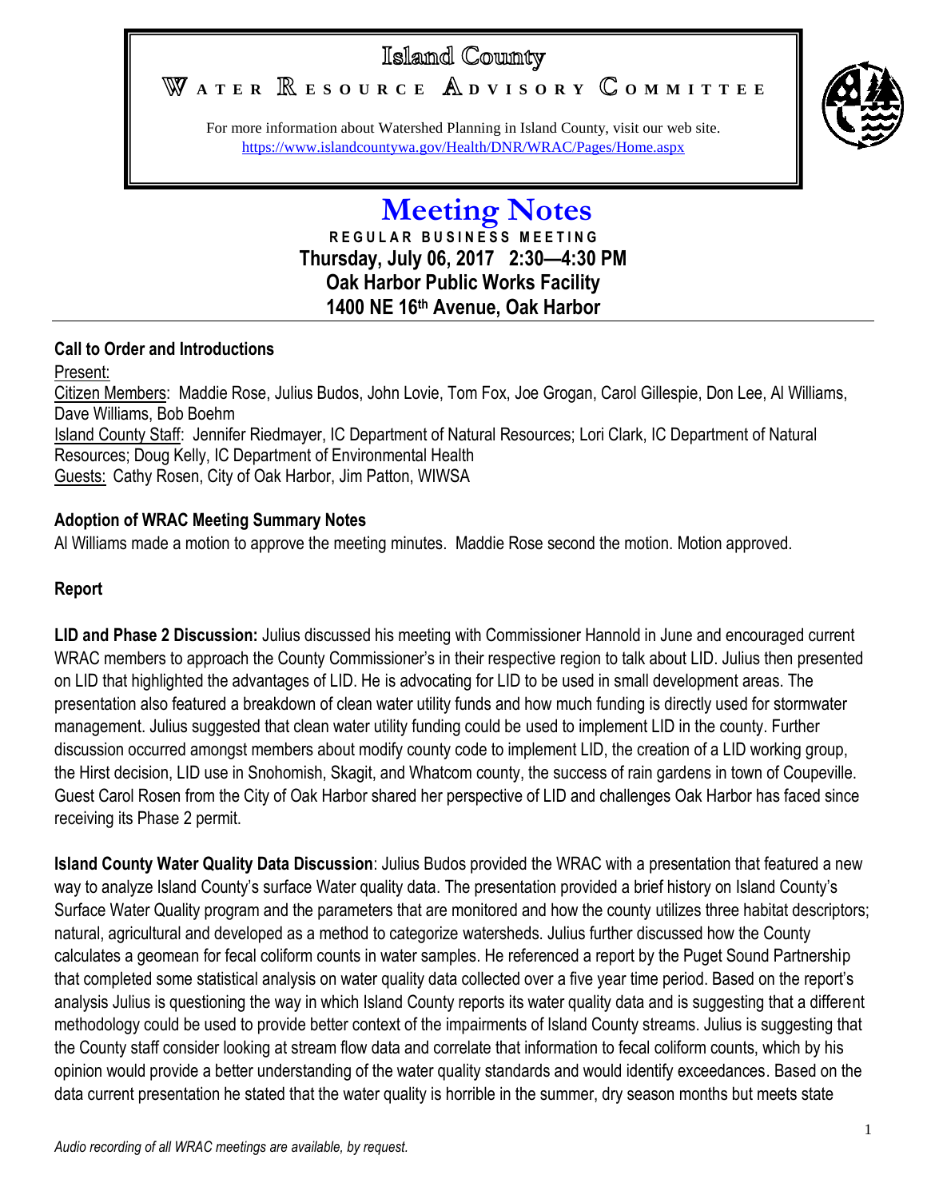# Island County

## WATER RESOURCE ADVISORY COMMITTEE

For more information about Watershed Planning in Island County, visit our web site.
https://www.islandcountywa.gov/Health/DNR/WRAC/Pages/Home.aspx

# Meeting Notes

**REGULAR BUSINESS MEETING**
**Thursday, July 06, 2017 2:30—4:30 PM**
**Oak Harbor Public Works Facility**
**1400 NE 16th Avenue, Oak Harbor**

---

**Call to Order and Introductions**

Present:
Citizen Members: Maddie Rose, Julius Budos, John Lovie, Tom Fox, Joe Grogan, Carol Gillespie, Don Lee, Al Williams, Dave Williams, Bob Boehm
Island County Staff: Jennifer Riedmayer, IC Department of Natural Resources; Lori Clark, IC Department of Natural Resources; Doug Kelly, IC Department of Environmental Health
Guests: Cathy Rosen, City of Oak Harbor, Jim Patton, WIWSA

**Adoption of WRAC Meeting Summary Notes**

Al Williams made a motion to approve the meeting minutes. Maddie Rose second the motion. Motion approved.

**Report**

**LID and Phase 2 Discussion:** Julius discussed his meeting with Commissioner Hannold in June and encouraged current WRAC members to approach the County Commissioner's in their respective region to talk about LID. Julius then presented on LID that highlighted the advantages of LID. He is advocating for LID to be used in small development areas. The presentation also featured a breakdown of clean water utility funds and how much funding is directly used for stormwater management. Julius suggested that clean water utility funding could be used to implement LID in the county. Further discussion occurred amongst members about modify county code to implement LID, the creation of a LID working group, the Hirst decision, LID use in Snohomish, Skagit, and Whatcom county, the success of rain gardens in town of Coupeville. Guest Carol Rosen from the City of Oak Harbor shared her perspective of LID and challenges Oak Harbor has faced since receiving its Phase 2 permit.

**Island County Water Quality Data Discussion**: Julius Budos provided the WRAC with a presentation that featured a new way to analyze Island County's surface Water quality data. The presentation provided a brief history on Island County's Surface Water Quality program and the parameters that are monitored and how the county utilizes three habitat descriptors; natural, agricultural and developed as a method to categorize watersheds. Julius further discussed how the County calculates a geomean for fecal coliform counts in water samples. He referenced a report by the Puget Sound Partnership that completed some statistical analysis on water quality data collected over a five year time period. Based on the report's analysis Julius is questioning the way in which Island County reports its water quality data and is suggesting that a different methodology could be used to provide better context of the impairments of Island County streams. Julius is suggesting that the County staff consider looking at stream flow data and correlate that information to fecal coliform counts, which by his opinion would provide a better understanding of the water quality standards and would identify exceedances. Based on the data current presentation he stated that the water quality is horrible in the summer, dry season months but meets state

*Audio recording of all WRAC meetings are available, by request.*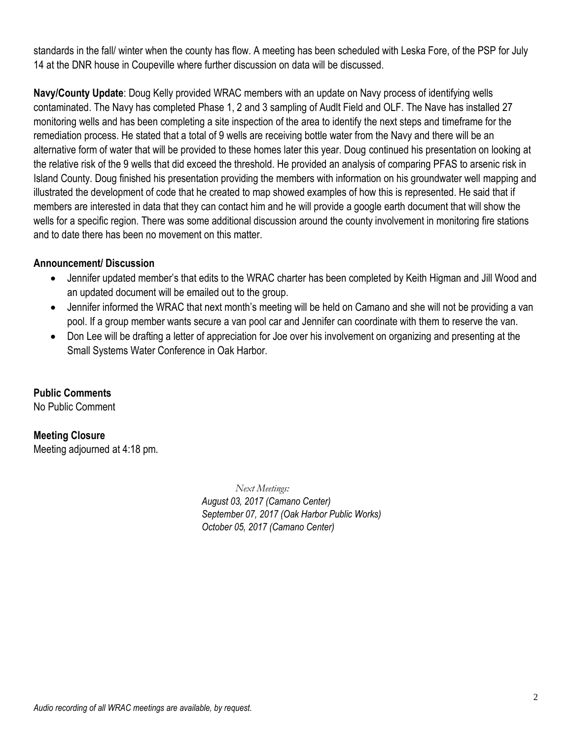standards in the fall/ winter when the county has flow. A meeting has been scheduled with Leska Fore, of the PSP for July 14 at the DNR house in Coupeville where further discussion on data will be discussed.

**Navy/County Update**: Doug Kelly provided WRAC members with an update on Navy process of identifying wells contaminated. The Navy has completed Phase 1, 2 and 3 sampling of Audlt Field and OLF. The Nave has installed 27 monitoring wells and has been completing a site inspection of the area to identify the next steps and timeframe for the remediation process. He stated that a total of 9 wells are receiving bottle water from the Navy and there will be an alternative form of water that will be provided to these homes later this year. Doug continued his presentation on looking at the relative risk of the 9 wells that did exceed the threshold. He provided an analysis of comparing PFAS to arsenic risk in Island County. Doug finished his presentation providing the members with information on his groundwater well mapping and illustrated the development of code that he created to map showed examples of how this is represented. He said that if members are interested in data that they can contact him and he will provide a google earth document that will show the wells for a specific region. There was some additional discussion around the county involvement in monitoring fire stations and to date there has been no movement on this matter.

**Announcement/ Discussion**

- Jennifer updated member's that edits to the WRAC charter has been completed by Keith Higman and Jill Wood and an updated document will be emailed out to the group.
- Jennifer informed the WRAC that next month's meeting will be held on Camano and she will not be providing a van pool. If a group member wants secure a van pool car and Jennifer can coordinate with them to reserve the van.
- Don Lee will be drafting a letter of appreciation for Joe over his involvement on organizing and presenting at the Small Systems Water Conference in Oak Harbor.

**Public Comments**

No Public Comment

**Meeting Closure**

Meeting adjourned at 4:18 pm.

*Next Meetings:*

*August 03, 2017 (Camano Center)*
*September 07, 2017 (Oak Harbor Public Works)*
*October 05, 2017 (Camano Center)*

*Audio recording of all WRAC meetings are available, by request.*